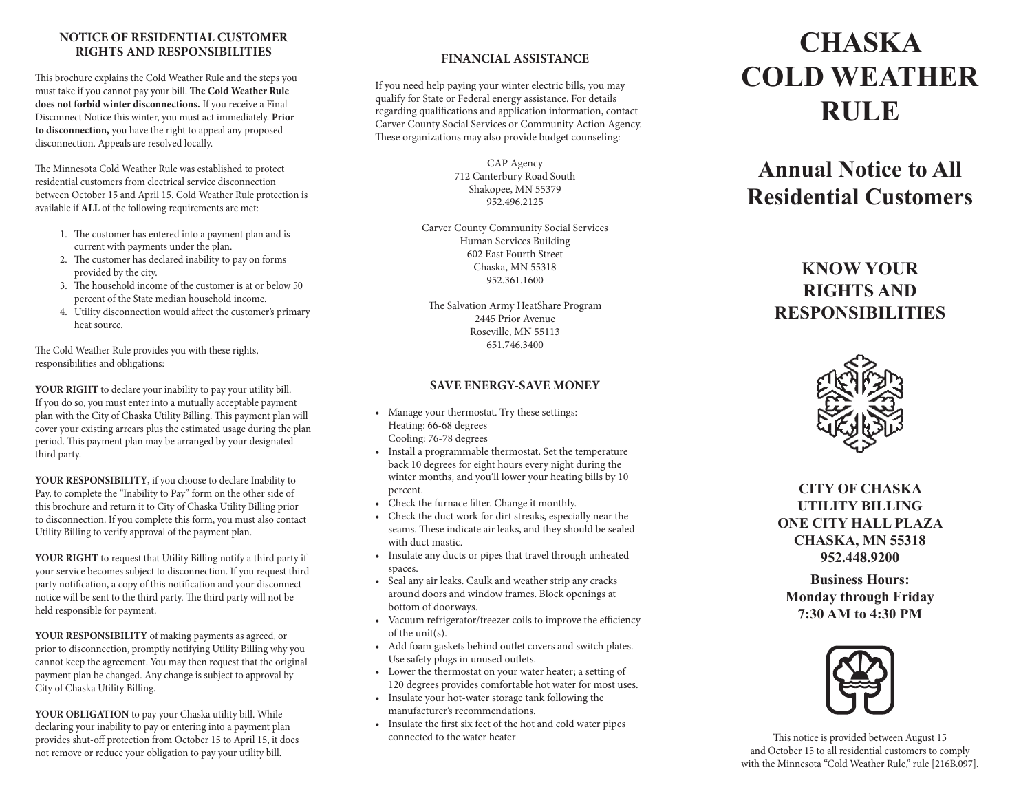## NOTICE OF RESIDENTIAL CUSTOMER RIGHTS AND RESPONSIBILITIES

This brochure explains the Cold Weather Rule and the steps you must take if you cannot pay your bill. **The Cold Weather Rule does not forbid winter disconnections.** If you receive a Final Disconnect Notice this winter, you must act immediately. **Prior to disconnection,** you have the right to appeal any proposed disconnection. Appeals are resolved locally.

The Minnesota Cold Weather Rule was established to protect residential customers from electrical service disconnection between October 15 and April 15. Cold Weather Rule protection is available if **ALL** of the following requirements are met:

1. The customer has entered into a payment plan and is current with payments under the plan.
2. The customer has declared inability to pay on forms provided by the city.
3. The household income of the customer is at or below 50 percent of the State median household income.
4. Utility disconnection would affect the customer's primary heat source.

The Cold Weather Rule provides you with these rights, responsibilities and obligations:

**YOUR RIGHT** to declare your inability to pay your utility bill. If you do so, you must enter into a mutually acceptable payment plan with the City of Chaska Utility Billing. This payment plan will cover your existing arrears plus the estimated usage during the plan period. This payment plan may be arranged by your designated third party.

**YOUR RESPONSIBILITY**, if you choose to declare Inability to Pay, to complete the "Inability to Pay" form on the other side of this brochure and return it to City of Chaska Utility Billing prior to disconnection. If you complete this form, you must also contact Utility Billing to verify approval of the payment plan.

**YOUR RIGHT** to request that Utility Billing notify a third party if your service becomes subject to disconnection. If you request third party notification, a copy of this notification and your disconnect notice will be sent to the third party. The third party will not be held responsible for payment.

**YOUR RESPONSIBILITY** of making payments as agreed, or prior to disconnection, promptly notifying Utility Billing why you cannot keep the agreement. You may then request that the original payment plan be changed. Any change is subject to approval by City of Chaska Utility Billing.

**YOUR OBLIGATION** to pay your Chaska utility bill. While declaring your inability to pay or entering into a payment plan provides shut-off protection from October 15 to April 15, it does not remove or reduce your obligation to pay your utility bill.

## FINANCIAL ASSISTANCE

If you need help paying your winter electric bills, you may qualify for State or Federal energy assistance. For details regarding qualifications and application information, contact Carver County Social Services or Community Action Agency. These organizations may also provide budget counseling:

CAP Agency
712 Canterbury Road South
Shakopee, MN 55379
952.496.2125

Carver County Community Social Services
Human Services Building
602 East Fourth Street
Chaska, MN 55318
952.361.1600

The Salvation Army HeatShare Program
2445 Prior Avenue
Roseville, MN 55113
651.746.3400

## SAVE ENERGY-SAVE MONEY

- Manage your thermostat. Try these settings:
  Heating: 66-68 degrees
  Cooling: 76-78 degrees
- Install a programmable thermostat. Set the temperature back 10 degrees for eight hours every night during the winter months, and you'll lower your heating bills by 10 percent.
- Check the furnace filter. Change it monthly.
- Check the duct work for dirt streaks, especially near the seams. These indicate air leaks, and they should be sealed with duct mastic.
- Insulate any ducts or pipes that travel through unheated spaces.
- Seal any air leaks. Caulk and weather strip any cracks around doors and window frames. Block openings at bottom of doorways.
- Vacuum refrigerator/freezer coils to improve the efficiency of the unit(s).
- Add foam gaskets behind outlet covers and switch plates. Use safety plugs in unused outlets.
- Lower the thermostat on your water heater; a setting of 120 degrees provides comfortable hot water for most uses.
- Insulate your hot-water storage tank following the manufacturer's recommendations.
- Insulate the first six feet of the hot and cold water pipes connected to the water heater

# CHASKA COLD WEATHER RULE

## Annual Notice to All Residential Customers

### KNOW YOUR RIGHTS AND RESPONSIBILITIES

**CITY OF CHASKA**
**UTILITY BILLING**
**ONE CITY HALL PLAZA**
**CHASKA, MN 55318**
**952.448.9200**

**Business Hours:**
**Monday through Friday**
**7:30 AM to 4:30 PM**

This notice is provided between August 15 and October 15 to all residential customers to comply with the Minnesota "Cold Weather Rule," rule [216B.097].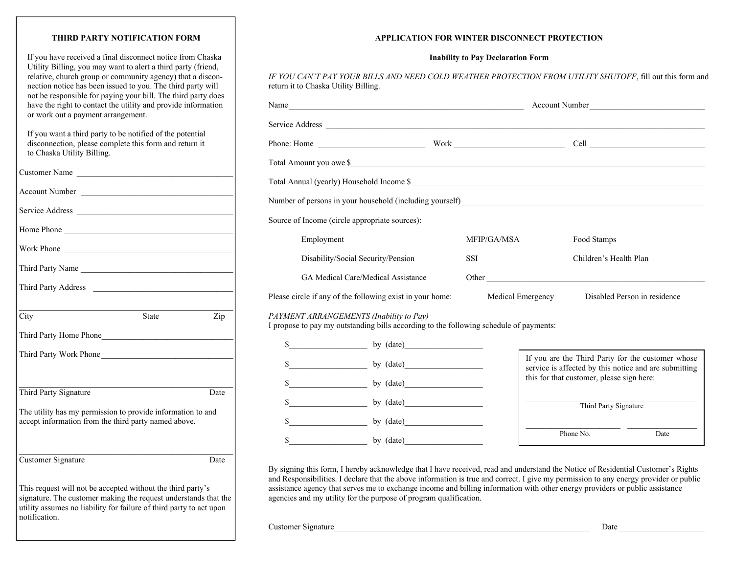### THIRD PARTY NOTIFICATION FORM

If you have received a final disconnect notice from Chaska Utility Billing, you may want to alert a third party (friend, relative, church group or community agency) that a disconnection notice has been issued to you. The third party will not be responsible for paying your bill. The third party does have the right to contact the utility and provide information or work out a payment arrangement.

If you want a third party to be notified of the potential disconnection, please complete this form and return it to Chaska Utility Billing.

Customer Name ______________________________________

Account Number ______________________________________

Service Address ______________________________________

Home Phone ______________________________________

Work Phone ______________________________________

Third Party Name ______________________________________

Third Party Address ______________________________________

______________________________________
City State Zip

Third Party Home Phone______________________________

Third Party Work Phone______________________________

______________________________________
Third Party Signature Date

The utility has my permission to provide information to and accept information from the third party named above.

______________________________________
Customer Signature Date

This request will not be accepted without the third party's signature. The customer making the request understands that the utility assumes no liability for failure of third party to act upon notification.

### APPLICATION FOR WINTER DISCONNECT PROTECTION

**Inability to Pay Declaration Form**

*IF YOU CAN'T PAY YOUR BILLS AND NEED COLD WEATHER PROTECTION FROM UTILITY SHUTOFF*, fill out this form and return it to Chaska Utility Billing.

Name______________________________________ Account Number____________________________

Service Address ______________________________________________________________________

Phone: Home _________________________ Work ___________________________ Cell ____________________________

Total Amount you owe $_______________________________________________________________

Total Annual (yearly) Household Income $ ______________________________________________

Number of persons in your household (including yourself) _____________________________

Source of Income (circle appropriate sources):

| | | |
|---|---|---|
| Employment | MFIP/GA/MSA | Food Stamps |
| Disability/Social Security/Pension | SSI | Children's Health Plan |
| GA Medical Care/Medical Assistance | Other ____________________ | |

Please circle if any of the following exist in your home: Medical Emergency Disabled Person in residence

*PAYMENT ARRANGEMENTS (Inability to Pay)*
I propose to pay my outstanding bills according to the following schedule of payments:

$__________________ by (date)__________________

$__________________ by (date)__________________

$__________________ by (date)__________________

$__________________ by (date)__________________

$__________________ by (date)__________________

$__________________ by (date)__________________

If you are the Third Party for the customer whose service is affected by this notice and are submitting this for that customer, please sign here:

______________________________________
Third Party Signature

__________________ __________________
Phone No. Date

By signing this form, I hereby acknowledge that I have received, read and understand the Notice of Residential Customer's Rights and Responsibilities. I declare that the above information is true and correct. I give my permission to any energy provider or public assistance agency that serves me to exchange income and billing information with other energy providers or public assistance agencies and my utility for the purpose of program qualification.

Customer Signature______________________________________ Date_____________________